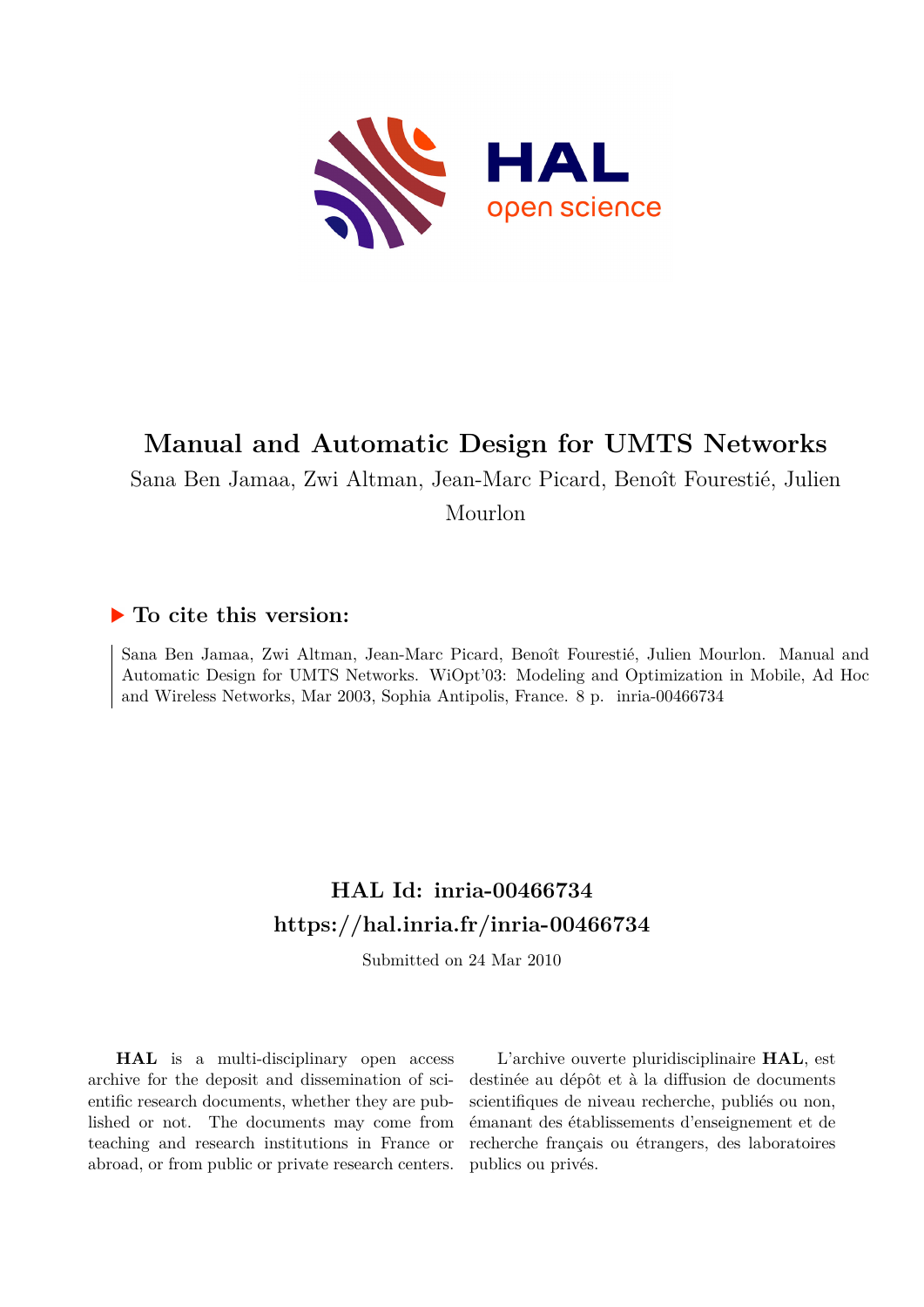# Manual and Automatic Design for UMTS Networks

Sana Ben Jamaa, Zwi Altman, Jean-Marc Picard, Benoît Fourestié, Julien Mourlon

## ▶ To cite this version:

Sana Ben Jamaa, Zwi Altman, Jean-Marc Picard, Benoît Fourestié, Julien Mourlon. Manual and Automatic Design for UMTS Networks. WiOpt'03: Modeling and Optimization in Mobile, Ad Hoc and Wireless Networks, Mar 2003, Sophia Antipolis, France. 8 p. inria-00466734

## HAL Id: inria-00466734
## https://hal.inria.fr/inria-00466734

Submitted on 24 Mar 2010

**HAL** is a multi-disciplinary open access archive for the deposit and dissemination of scientific research documents, whether they are published or not. The documents may come from teaching and research institutions in France or abroad, or from public or private research centers.

L'archive ouverte pluridisciplinaire **HAL**, est destinée au dépôt et à la diffusion de documents scientifiques de niveau recherche, publiés ou non, émanant des établissements d'enseignement et de recherche français ou étrangers, des laboratoires publics ou privés.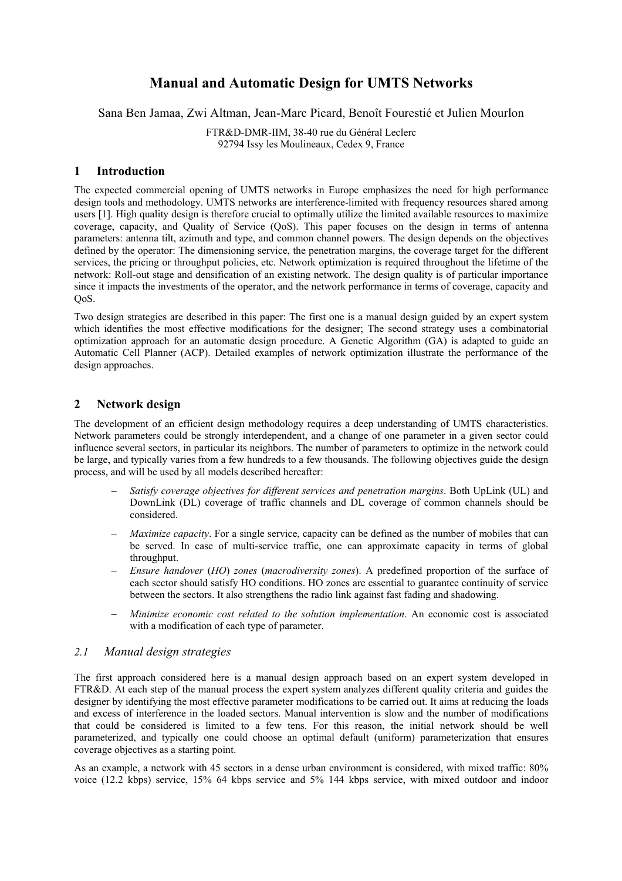# Manual and Automatic Design for UMTS Networks

Sana Ben Jamaa, Zwi Altman, Jean-Marc Picard, Benoît Fourestié et Julien Mourlon

FTR&D-DMR-IIM, 38-40 rue du Général Leclerc
92794 Issy les Moulineaux, Cedex 9, France

## 1 Introduction

The expected commercial opening of UMTS networks in Europe emphasizes the need for high performance design tools and methodology. UMTS networks are interference-limited with frequency resources shared among users [1]. High quality design is therefore crucial to optimally utilize the limited available resources to maximize coverage, capacity, and Quality of Service (QoS). This paper focuses on the design in terms of antenna parameters: antenna tilt, azimuth and type, and common channel powers. The design depends on the objectives defined by the operator: The dimensioning service, the penetration margins, the coverage target for the different services, the pricing or throughput policies, etc. Network optimization is required throughout the lifetime of the network: Roll-out stage and densification of an existing network. The design quality is of particular importance since it impacts the investments of the operator, and the network performance in terms of coverage, capacity and QoS.

Two design strategies are described in this paper: The first one is a manual design guided by an expert system which identifies the most effective modifications for the designer; The second strategy uses a combinatorial optimization approach for an automatic design procedure. A Genetic Algorithm (GA) is adapted to guide an Automatic Cell Planner (ACP). Detailed examples of network optimization illustrate the performance of the design approaches.

## 2 Network design

The development of an efficient design methodology requires a deep understanding of UMTS characteristics. Network parameters could be strongly interdependent, and a change of one parameter in a given sector could influence several sectors, in particular its neighbors. The number of parameters to optimize in the network could be large, and typically varies from a few hundreds to a few thousands. The following objectives guide the design process, and will be used by all models described hereafter:

- *Satisfy coverage objectives for different services and penetration margins*. Both UpLink (UL) and DownLink (DL) coverage of traffic channels and DL coverage of common channels should be considered.
- *Maximize capacity*. For a single service, capacity can be defined as the number of mobiles that can be served. In case of multi-service traffic, one can approximate capacity in terms of global throughput.
- *Ensure handover* (*HO*) *zones* (*macrodiversity zones*). A predefined proportion of the surface of each sector should satisfy HO conditions. HO zones are essential to guarantee continuity of service between the sectors. It also strengthens the radio link against fast fading and shadowing.
- *Minimize economic cost related to the solution implementation*. An economic cost is associated with a modification of each type of parameter.

### *2.1 Manual design strategies*

The first approach considered here is a manual design approach based on an expert system developed in FTR&D. At each step of the manual process the expert system analyzes different quality criteria and guides the designer by identifying the most effective parameter modifications to be carried out. It aims at reducing the loads and excess of interference in the loaded sectors. Manual intervention is slow and the number of modifications that could be considered is limited to a few tens. For this reason, the initial network should be well parameterized, and typically one could choose an optimal default (uniform) parameterization that ensures coverage objectives as a starting point.

As an example, a network with 45 sectors in a dense urban environment is considered, with mixed traffic: 80% voice (12.2 kbps) service, 15% 64 kbps service and 5% 144 kbps service, with mixed outdoor and indoor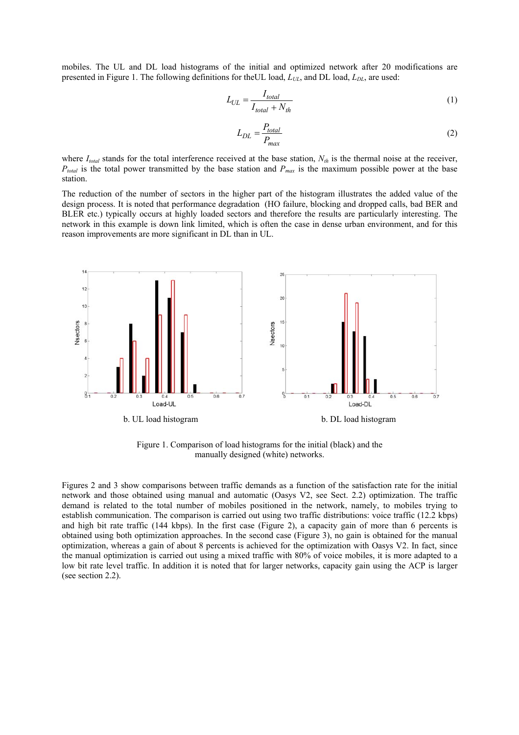mobiles. The UL and DL load histograms of the initial and optimized network after 20 modifications are presented in Figure 1. The following definitions for theUL load, $L_{UL}$, and DL load, $L_{DL}$, are used:

$$L_{UL} = \frac{I_{total}}{I_{total} + N_{th}} \tag{1}$$

$$L_{DL} = \frac{P_{total}}{P_{max}} \tag{2}$$

where $I_{total}$ stands for the total interference received at the base station, $N_{th}$ is the thermal noise at the receiver, $P_{total}$ is the total power transmitted by the base station and $P_{max}$ is the maximum possible power at the base station.

The reduction of the number of sectors in the higher part of the histogram illustrates the added value of the design process. It is noted that performance degradation (HO failure, blocking and dropped calls, bad BER and BLER etc.) typically occurs at highly loaded sectors and therefore the results are particularly interesting. The network in this example is down link limited, which is often the case in dense urban environment, and for this reason improvements are more significant in DL than in UL.

b. UL load histogram

b. DL load histogram

Figure 1. Comparison of load histograms for the initial (black) and the manually designed (white) networks.

Figures 2 and 3 show comparisons between traffic demands as a function of the satisfaction rate for the initial network and those obtained using manual and automatic (Oasys V2, see Sect. 2.2) optimization. The traffic demand is related to the total number of mobiles positioned in the network, namely, to mobiles trying to establish communication. The comparison is carried out using two traffic distributions: voice traffic (12.2 kbps) and high bit rate traffic (144 kbps). In the first case (Figure 2), a capacity gain of more than 6 percents is obtained using both optimization approaches. In the second case (Figure 3), no gain is obtained for the manual optimization, whereas a gain of about 8 percents is achieved for the optimization with Oasys V2. In fact, since the manual optimization is carried out using a mixed traffic with 80% of voice mobiles, it is more adapted to a low bit rate level traffic. In addition it is noted that for larger networks, capacity gain using the ACP is larger (see section 2.2).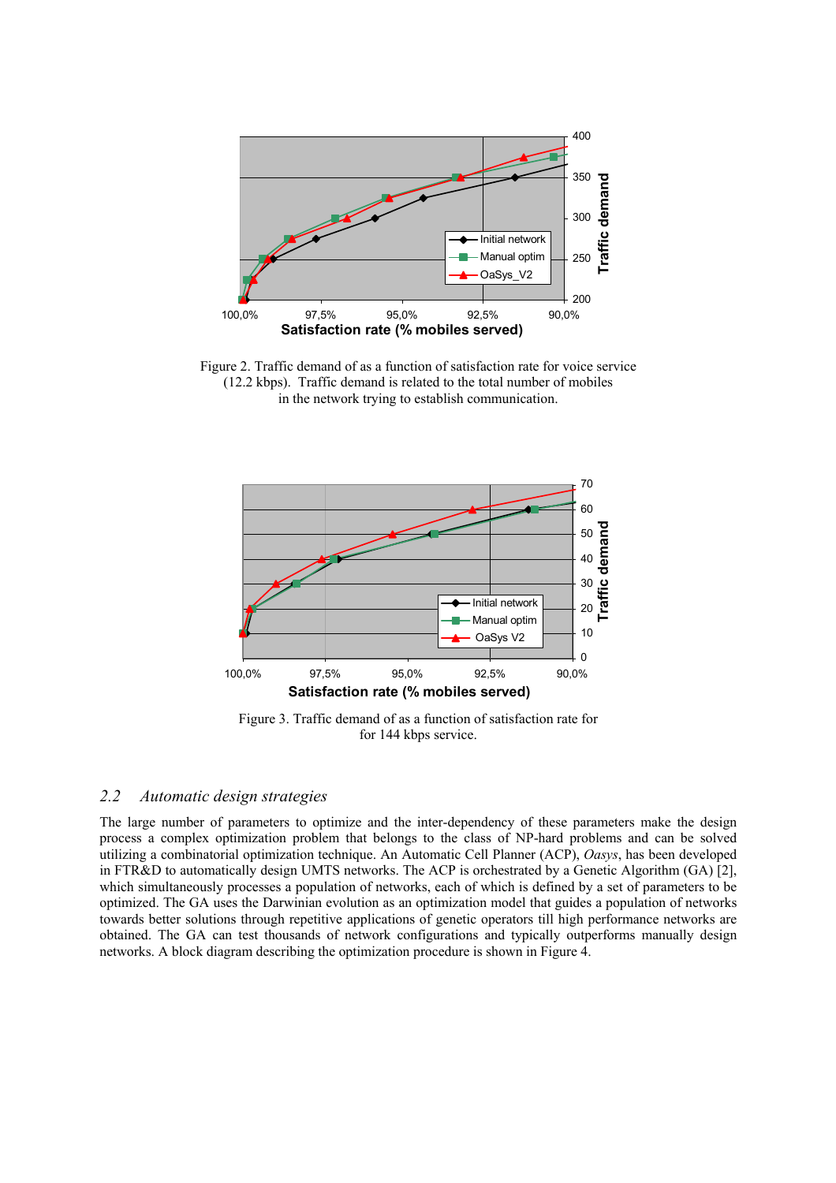Figure 2. Traffic demand of as a function of satisfaction rate for voice service (12.2 kbps). Traffic demand is related to the total number of mobiles in the network trying to establish communication.

Figure 3. Traffic demand of as a function of satisfaction rate for for 144 kbps service.

### 2.2 *Automatic design strategies*

The large number of parameters to optimize and the inter-dependency of these parameters make the design process a complex optimization problem that belongs to the class of NP-hard problems and can be solved utilizing a combinatorial optimization technique. An Automatic Cell Planner (ACP), *Oasys*, has been developed in FTR&D to automatically design UMTS networks. The ACP is orchestrated by a Genetic Algorithm (GA) [2], which simultaneously processes a population of networks, each of which is defined by a set of parameters to be optimized. The GA uses the Darwinian evolution as an optimization model that guides a population of networks towards better solutions through repetitive applications of genetic operators till high performance networks are obtained. The GA can test thousands of network configurations and typically outperforms manually design networks. A block diagram describing the optimization procedure is shown in Figure 4.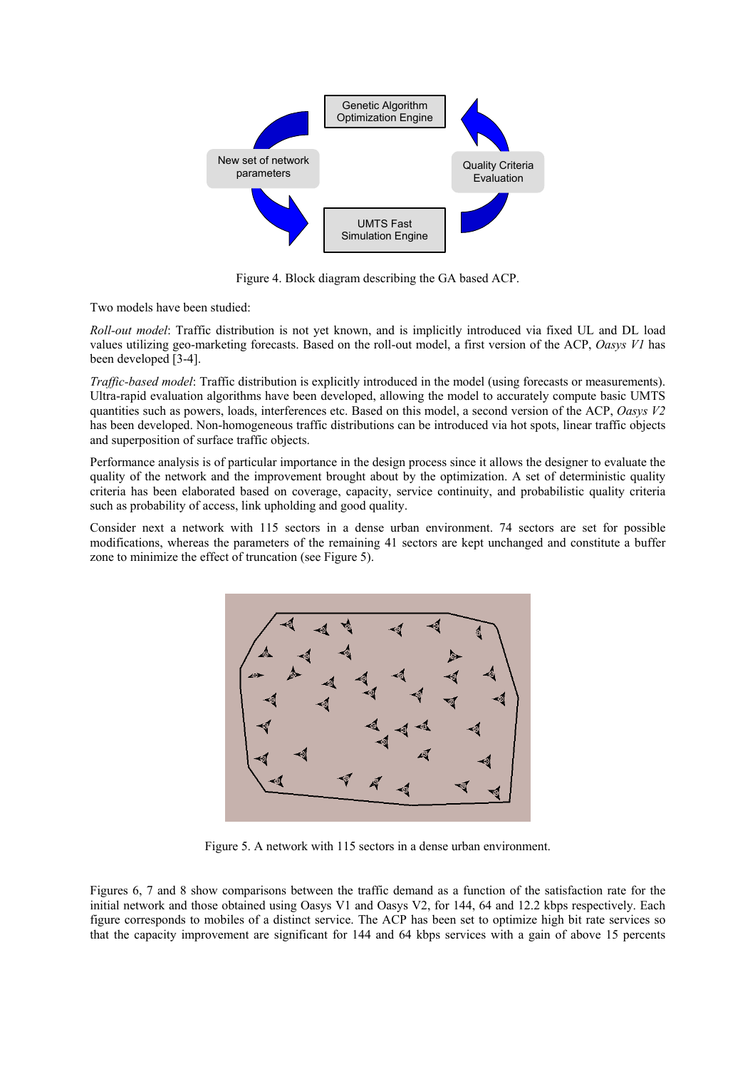Figure 4. Block diagram describing the GA based ACP.

Two models have been studied:

*Roll-out model*: Traffic distribution is not yet known, and is implicitly introduced via fixed UL and DL load values utilizing geo-marketing forecasts. Based on the roll-out model, a first version of the ACP, *Oasys V1* has been developed [3-4].

*Traffic-based model*: Traffic distribution is explicitly introduced in the model (using forecasts or measurements). Ultra-rapid evaluation algorithms have been developed, allowing the model to accurately compute basic UMTS quantities such as powers, loads, interferences etc. Based on this model, a second version of the ACP, *Oasys V2* has been developed. Non-homogeneous traffic distributions can be introduced via hot spots, linear traffic objects and superposition of surface traffic objects.

Performance analysis is of particular importance in the design process since it allows the designer to evaluate the quality of the network and the improvement brought about by the optimization. A set of deterministic quality criteria has been elaborated based on coverage, capacity, service continuity, and probabilistic quality criteria such as probability of access, link upholding and good quality.

Consider next a network with 115 sectors in a dense urban environment. 74 sectors are set for possible modifications, whereas the parameters of the remaining 41 sectors are kept unchanged and constitute a buffer zone to minimize the effect of truncation (see Figure 5).

Figure 5. A network with 115 sectors in a dense urban environment.

Figures 6, 7 and 8 show comparisons between the traffic demand as a function of the satisfaction rate for the initial network and those obtained using Oasys V1 and Oasys V2, for 144, 64 and 12.2 kbps respectively. Each figure corresponds to mobiles of a distinct service. The ACP has been set to optimize high bit rate services so that the capacity improvement are significant for 144 and 64 kbps services with a gain of above 15 percents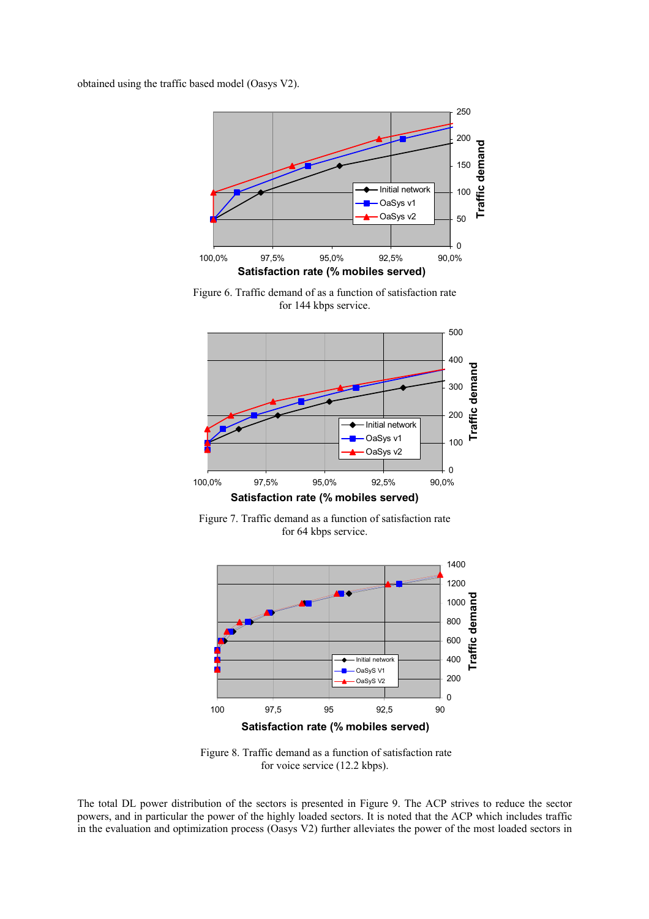obtained using the traffic based model (Oasys V2).

Figure 6. Traffic demand of as a function of satisfaction rate for 144 kbps service.

Figure 7. Traffic demand as a function of satisfaction rate for 64 kbps service.

Figure 8. Traffic demand as a function of satisfaction rate for voice service (12.2 kbps).

The total DL power distribution of the sectors is presented in Figure 9. The ACP strives to reduce the sector powers, and in particular the power of the highly loaded sectors. It is noted that the ACP which includes traffic in the evaluation and optimization process (Oasys V2) further alleviates the power of the most loaded sectors in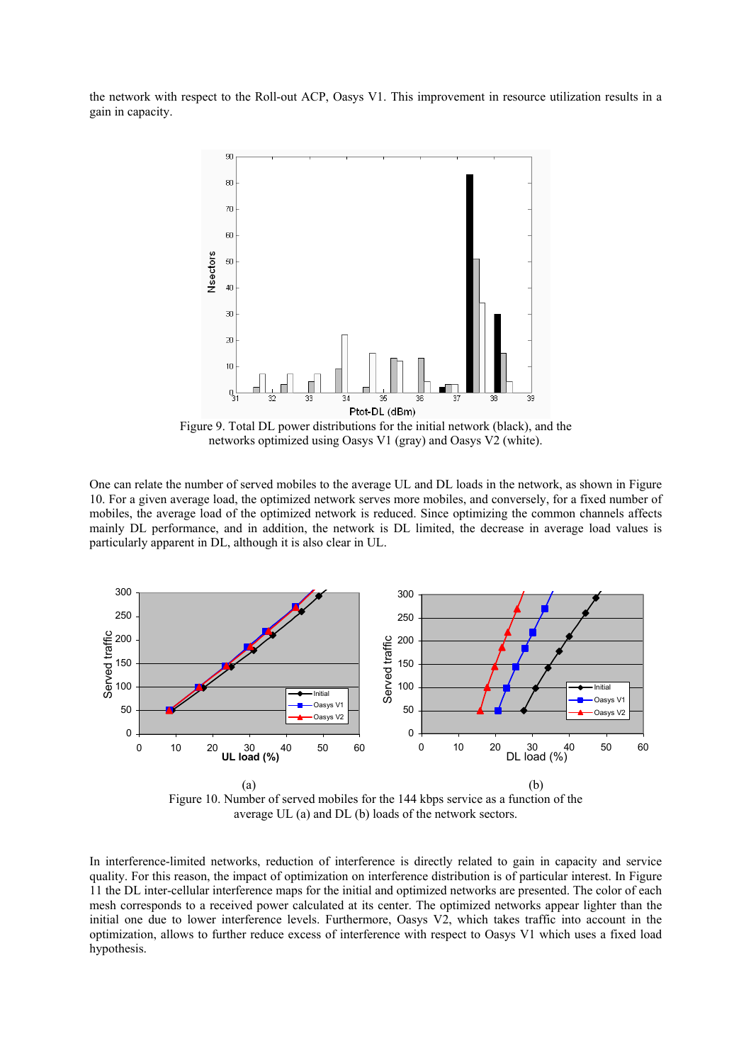the network with respect to the Roll-out ACP, Oasys V1. This improvement in resource utilization results in a gain in capacity.

Figure 9. Total DL power distributions for the initial network (black), and the networks optimized using Oasys V1 (gray) and Oasys V2 (white).

One can relate the number of served mobiles to the average UL and DL loads in the network, as shown in Figure 10. For a given average load, the optimized network serves more mobiles, and conversely, for a fixed number of mobiles, the average load of the optimized network is reduced. Since optimizing the common channels affects mainly DL performance, and in addition, the network is DL limited, the decrease in average load values is particularly apparent in DL, although it is also clear in UL.

(a) (b)

Figure 10. Number of served mobiles for the 144 kbps service as a function of the average UL (a) and DL (b) loads of the network sectors.

In interference-limited networks, reduction of interference is directly related to gain in capacity and service quality. For this reason, the impact of optimization on interference distribution is of particular interest. In Figure 11 the DL inter-cellular interference maps for the initial and optimized networks are presented. The color of each mesh corresponds to a received power calculated at its center. The optimized networks appear lighter than the initial one due to lower interference levels. Furthermore, Oasys V2, which takes traffic into account in the optimization, allows to further reduce excess of interference with respect to Oasys V1 which uses a fixed load hypothesis.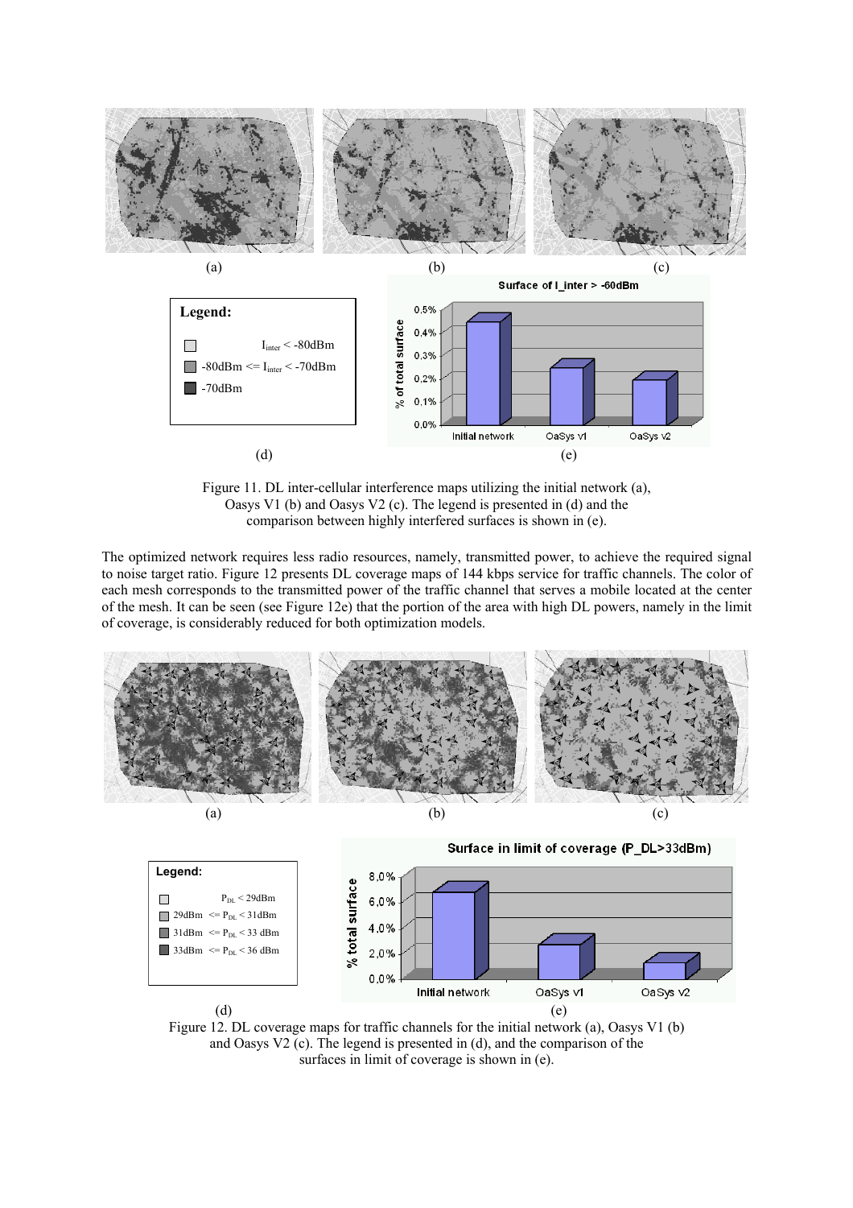(a) (b) (c)

**Legend:**

- $I_{inter} < -80dBm$
- $-80dBm <= I_{inter} < -70dBm$
- $-70dBm$

(d)

Surface of I_inter > -60dBm

(e)

Figure 11. DL inter-cellular interference maps utilizing the initial network (a), Oasys V1 (b) and Oasys V2 (c). The legend is presented in (d) and the comparison between highly interfered surfaces is shown in (e).

The optimized network requires less radio resources, namely, transmitted power, to achieve the required signal to noise target ratio. Figure 12 presents DL coverage maps of 144 kbps service for traffic channels. The color of each mesh corresponds to the transmitted power of the traffic channel that serves a mobile located at the center of the mesh. It can be seen (see Figure 12e) that the portion of the area with high DL powers, namely in the limit of coverage, is considerably reduced for both optimization models.

(a) (b) (c)

**Legend:**

- $P_{DL} < 29dBm$
- $29dBm <= P_{DL} < 31dBm$
- $31dBm <= P_{DL} < 33 dBm$
- $33dBm <= P_{DL} < 36 dBm$

(d)

Surface in limit of coverage (P_DL>33dBm)

(e)

Figure 12. DL coverage maps for traffic channels for the initial network (a), Oasys V1 (b) and Oasys V2 (c). The legend is presented in (d), and the comparison of the surfaces in limit of coverage is shown in (e).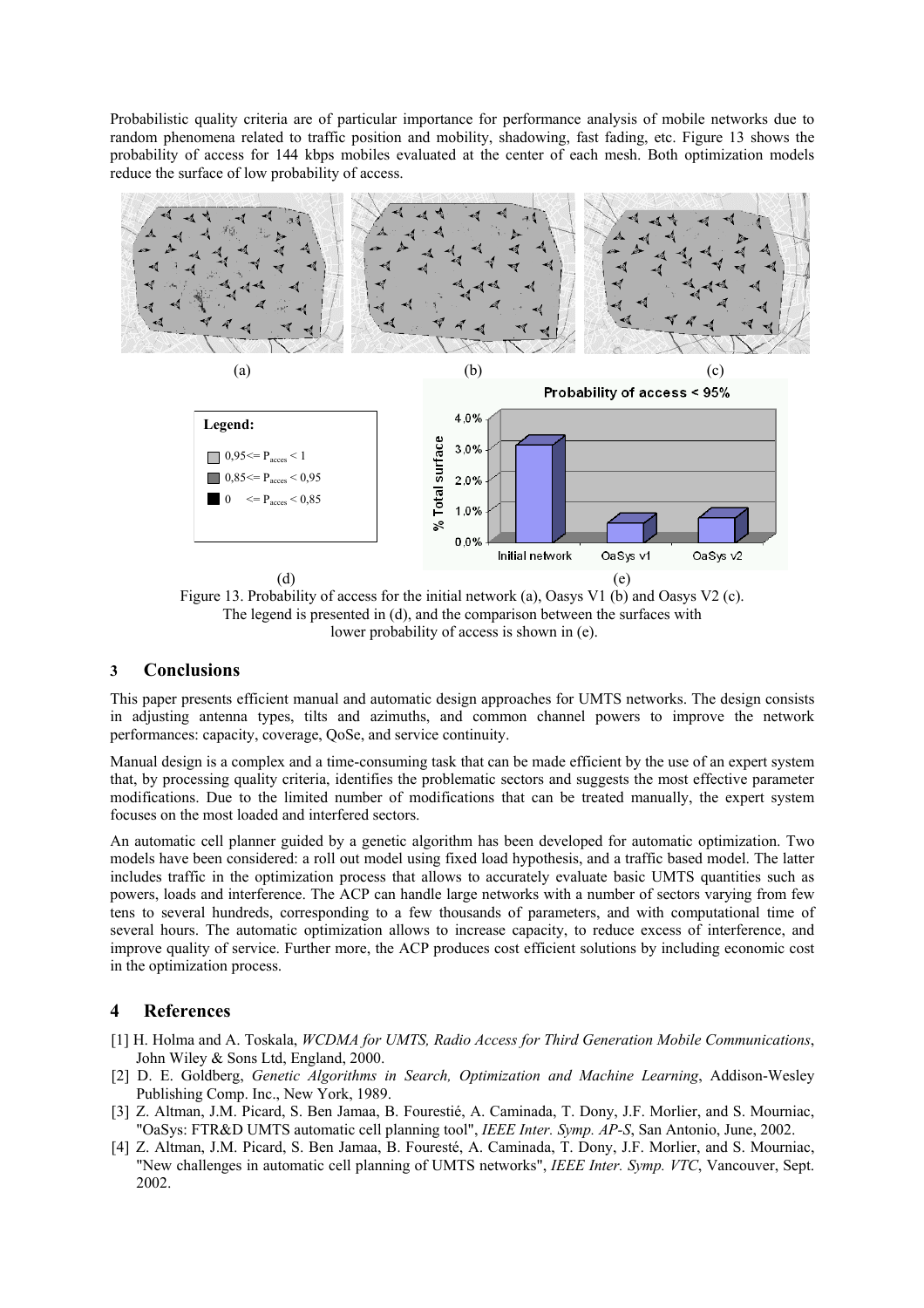Probabilistic quality criteria are of particular importance for performance analysis of mobile networks due to random phenomena related to traffic position and mobility, shadowing, fast fading, etc. Figure 13 shows the probability of access for 144 kbps mobiles evaluated at the center of each mesh. Both optimization models reduce the surface of low probability of access.

(a) (b) (c)

**Legend:**

$0{,}95 <= P_{acces} < 1$

$0{,}85 <= P_{acces} < 0{,}95$

$0 <= P_{acces} < 0{,}85$

(d)

Probability of access < 95%

% Total surface

4.0%
3.0%
2.0%
1.0%
0.0%

Initial network
OaSys v1
OaSys v2

(e)

Figure 13. Probability of access for the initial network (a), Oasys V1 (b) and Oasys V2 (c). The legend is presented in (d), and the comparison between the surfaces with lower probability of access is shown in (e).

## 3 Conclusions

This paper presents efficient manual and automatic design approaches for UMTS networks. The design consists in adjusting antenna types, tilts and azimuths, and common channel powers to improve the network performances: capacity, coverage, QoSe, and service continuity.

Manual design is a complex and a time-consuming task that can be made efficient by the use of an expert system that, by processing quality criteria, identifies the problematic sectors and suggests the most effective parameter modifications. Due to the limited number of modifications that can be treated manually, the expert system focuses on the most loaded and interfered sectors.

An automatic cell planner guided by a genetic algorithm has been developed for automatic optimization. Two models have been considered: a roll out model using fixed load hypothesis, and a traffic based model. The latter includes traffic in the optimization process that allows to accurately evaluate basic UMTS quantities such as powers, loads and interference. The ACP can handle large networks with a number of sectors varying from few tens to several hundreds, corresponding to a few thousands of parameters, and with computational time of several hours. The automatic optimization allows to increase capacity, to reduce excess of interference, and improve quality of service. Further more, the ACP produces cost efficient solutions by including economic cost in the optimization process.

## 4 References

[1] H. Holma and A. Toskala, *WCDMA for UMTS, Radio Access for Third Generation Mobile Communications*, John Wiley & Sons Ltd, England, 2000.

[2] D. E. Goldberg, *Genetic Algorithms in Search, Optimization and Machine Learning*, Addison-Wesley Publishing Comp. Inc., New York, 1989.

[3] Z. Altman, J.M. Picard, S. Ben Jamaa, B. Fourestié, A. Caminada, T. Dony, J.F. Morlier, and S. Mourniac, "OaSys: FTR&D UMTS automatic cell planning tool", *IEEE Inter. Symp. AP-S*, San Antonio, June, 2002.

[4] Z. Altman, J.M. Picard, S. Ben Jamaa, B. Fouresté, A. Caminada, T. Dony, J.F. Morlier, and S. Mourniac, "New challenges in automatic cell planning of UMTS networks", *IEEE Inter. Symp. VTC*, Vancouver, Sept. 2002.